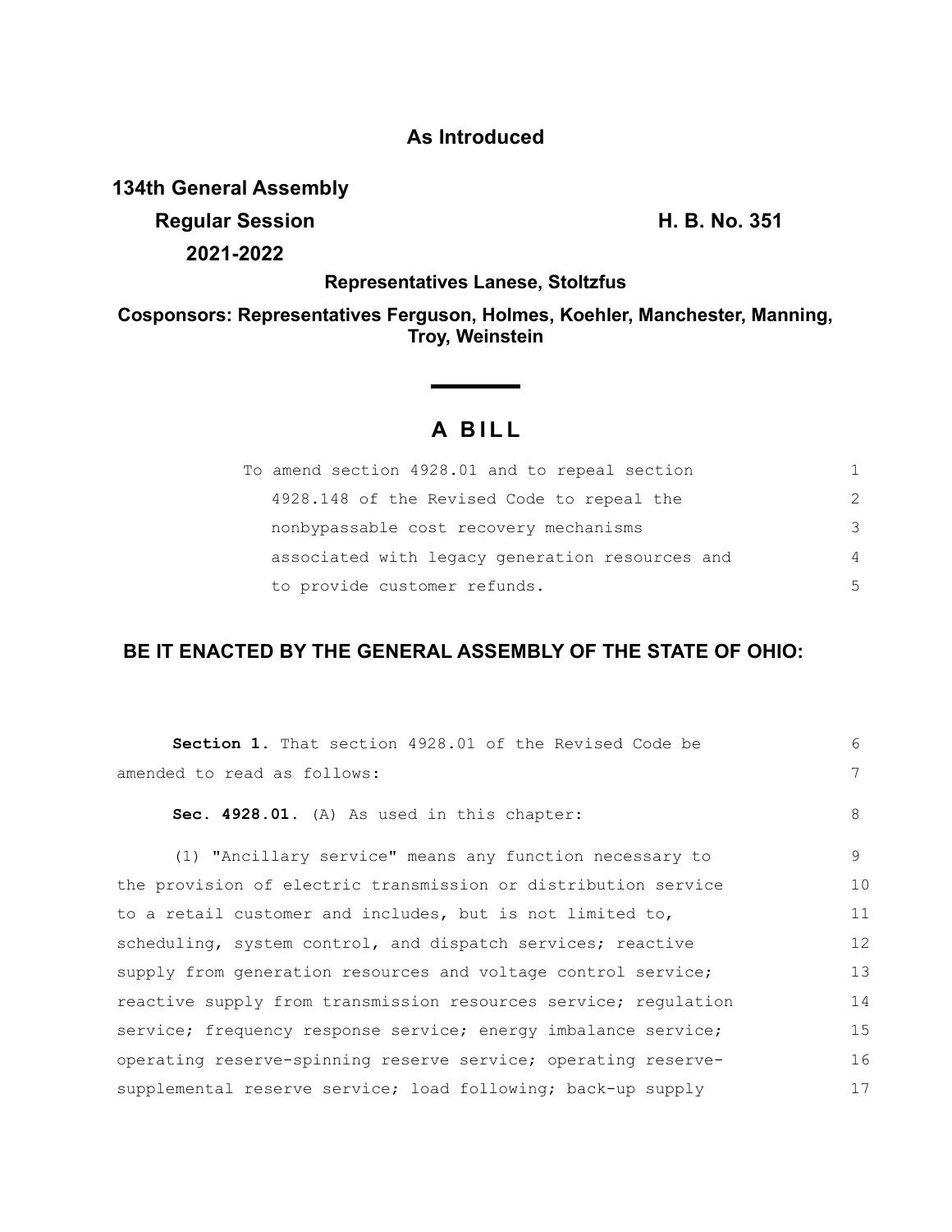**As Introduced**

**134th General Assembly**
**Regular Session** **H. B. No. 351**
**2021-2022**

**Representatives Lanese, Stoltzfus**

**Cosponsors: Representatives Ferguson, Holmes, Koehler, Manchester, Manning, Troy, Weinstein**

# A BILL

To amend section 4928.01 and to repeal section 4928.148 of the Revised Code to repeal the nonbypassable cost recovery mechanisms associated with legacy generation resources and to provide customer refunds.

**BE IT ENACTED BY THE GENERAL ASSEMBLY OF THE STATE OF OHIO:**

**Section 1.** That section 4928.01 of the Revised Code be amended to read as follows:

**Sec. 4928.01.** (A) As used in this chapter:

(1) "Ancillary service" means any function necessary to the provision of electric transmission or distribution service to a retail customer and includes, but is not limited to, scheduling, system control, and dispatch services; reactive supply from generation resources and voltage control service; reactive supply from transmission resources service; regulation service; frequency response service; energy imbalance service; operating reserve-spinning reserve service; operating reserve-supplemental reserve service; load following; back-up supply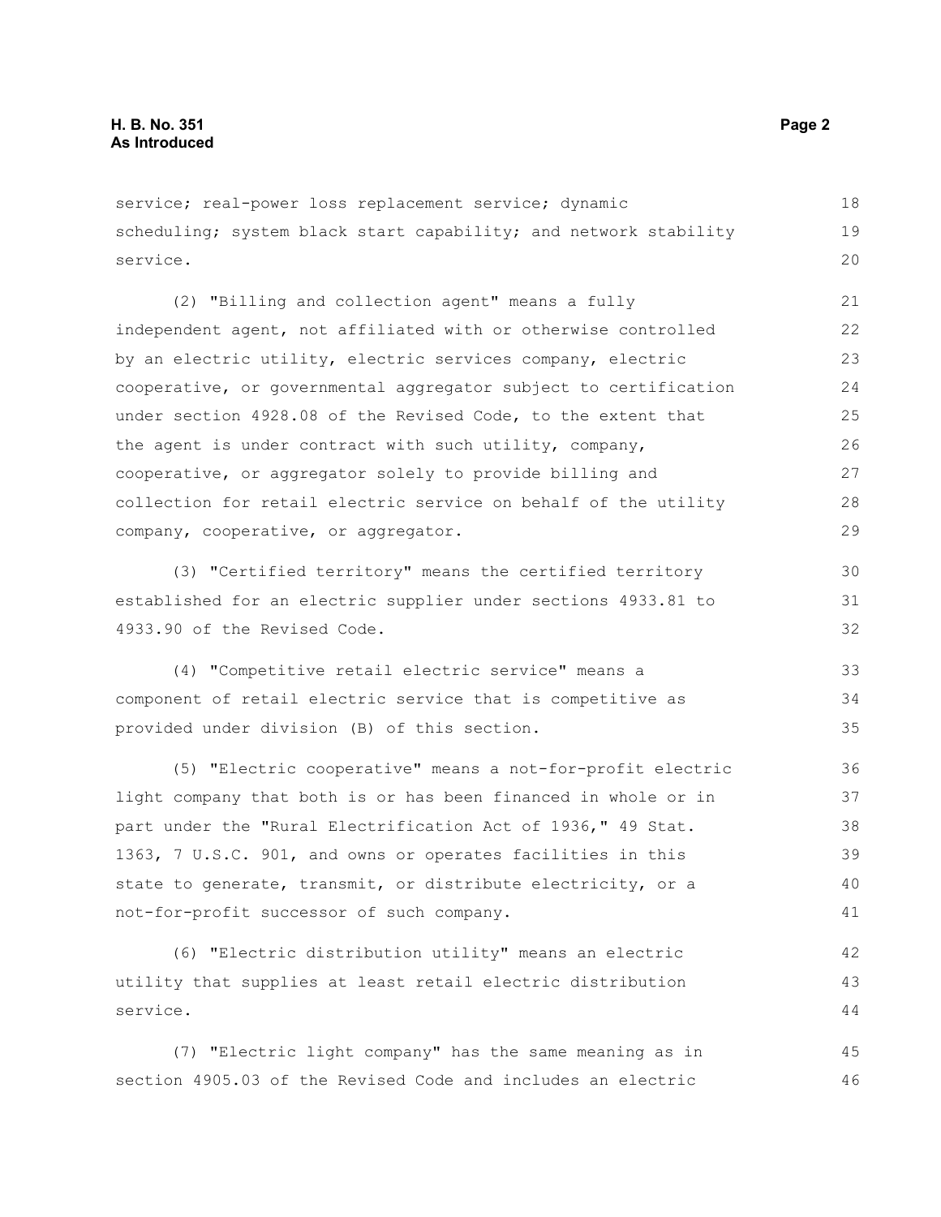service; real-power loss replacement service; dynamic scheduling; system black start capability; and network stability service.

(2) "Billing and collection agent" means a fully independent agent, not affiliated with or otherwise controlled by an electric utility, electric services company, electric cooperative, or governmental aggregator subject to certification under section 4928.08 of the Revised Code, to the extent that the agent is under contract with such utility, company, cooperative, or aggregator solely to provide billing and collection for retail electric service on behalf of the utility company, cooperative, or aggregator.

(3) "Certified territory" means the certified territory established for an electric supplier under sections 4933.81 to 4933.90 of the Revised Code.

(4) "Competitive retail electric service" means a component of retail electric service that is competitive as provided under division (B) of this section.

(5) "Electric cooperative" means a not-for-profit electric light company that both is or has been financed in whole or in part under the "Rural Electrification Act of 1936," 49 Stat. 1363, 7 U.S.C. 901, and owns or operates facilities in this state to generate, transmit, or distribute electricity, or a not-for-profit successor of such company.

(6) "Electric distribution utility" means an electric utility that supplies at least retail electric distribution service.

(7) "Electric light company" has the same meaning as in section 4905.03 of the Revised Code and includes an electric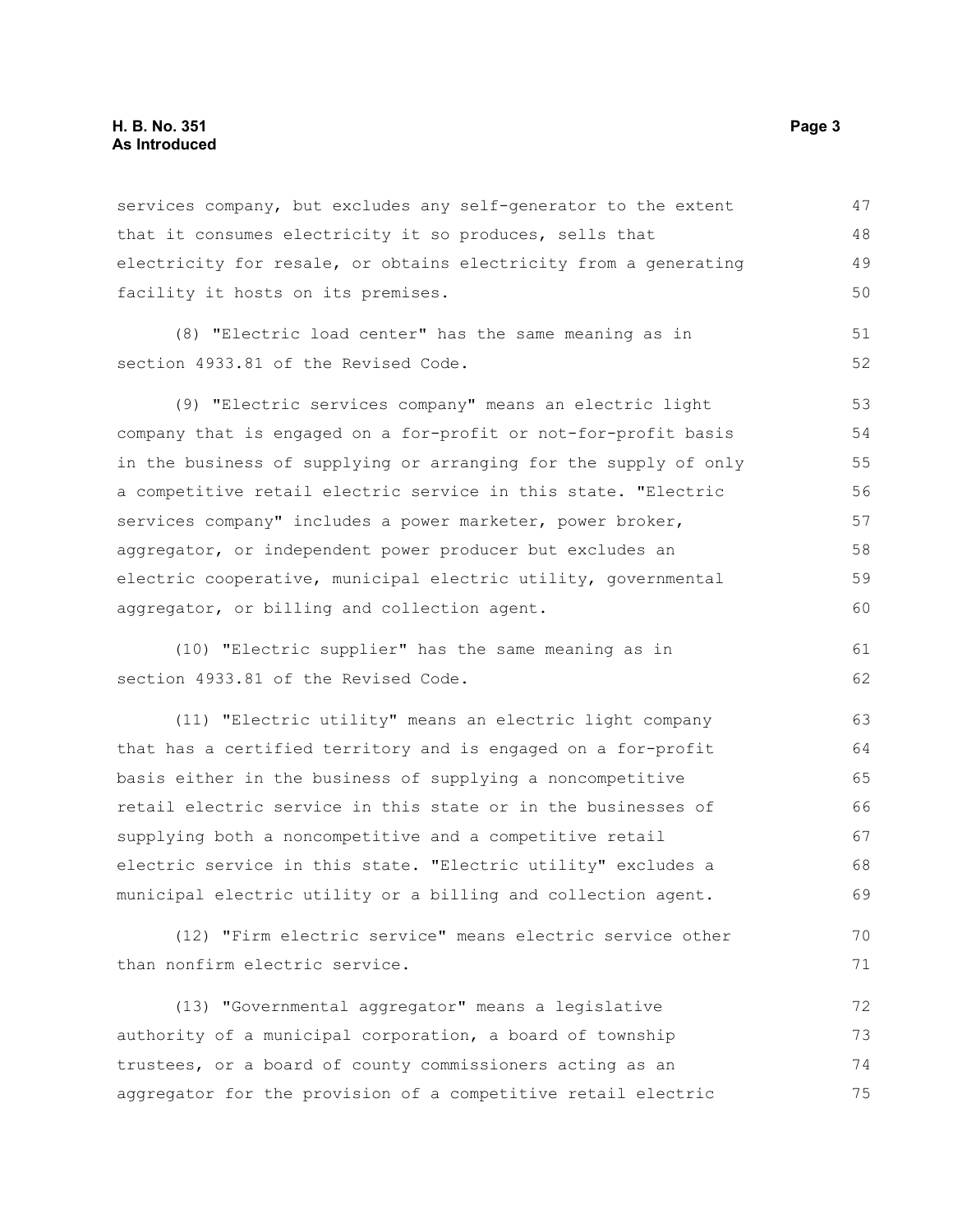services company, but excludes any self-generator to the extent that it consumes electricity it so produces, sells that electricity for resale, or obtains electricity from a generating facility it hosts on its premises.

(8) "Electric load center" has the same meaning as in section 4933.81 of the Revised Code.

(9) "Electric services company" means an electric light company that is engaged on a for-profit or not-for-profit basis in the business of supplying or arranging for the supply of only a competitive retail electric service in this state. "Electric services company" includes a power marketer, power broker, aggregator, or independent power producer but excludes an electric cooperative, municipal electric utility, governmental aggregator, or billing and collection agent.

(10) "Electric supplier" has the same meaning as in section 4933.81 of the Revised Code.

(11) "Electric utility" means an electric light company that has a certified territory and is engaged on a for-profit basis either in the business of supplying a noncompetitive retail electric service in this state or in the businesses of supplying both a noncompetitive and a competitive retail electric service in this state. "Electric utility" excludes a municipal electric utility or a billing and collection agent.

(12) "Firm electric service" means electric service other than nonfirm electric service.

(13) "Governmental aggregator" means a legislative authority of a municipal corporation, a board of township trustees, or a board of county commissioners acting as an aggregator for the provision of a competitive retail electric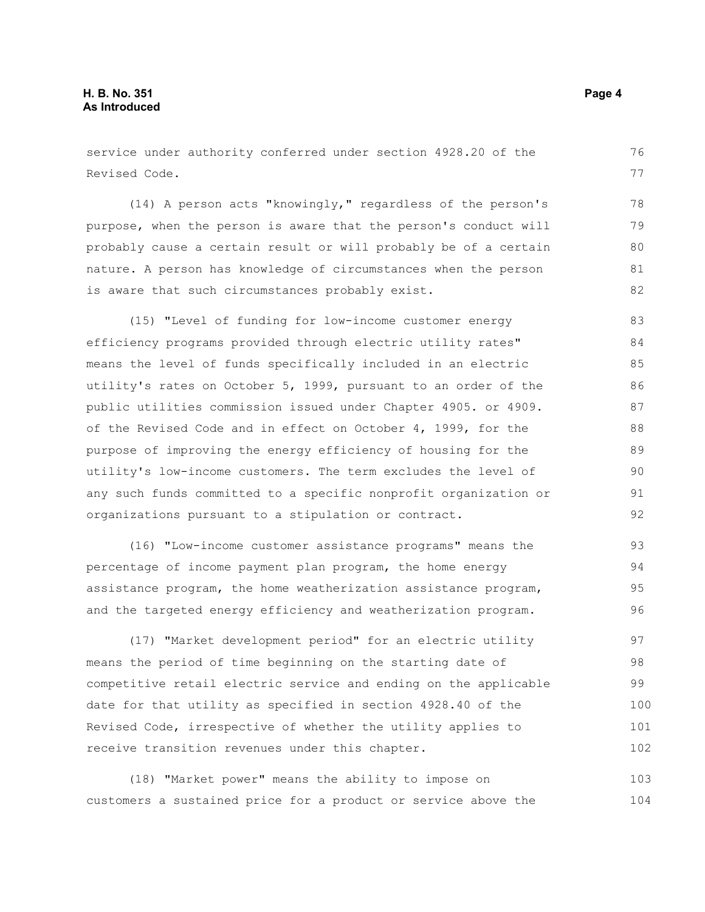service under authority conferred under section 4928.20 of the Revised Code.

(14) A person acts "knowingly," regardless of the person's purpose, when the person is aware that the person's conduct will probably cause a certain result or will probably be of a certain nature. A person has knowledge of circumstances when the person is aware that such circumstances probably exist.

(15) "Level of funding for low-income customer energy efficiency programs provided through electric utility rates" means the level of funds specifically included in an electric utility's rates on October 5, 1999, pursuant to an order of the public utilities commission issued under Chapter 4905. or 4909. of the Revised Code and in effect on October 4, 1999, for the purpose of improving the energy efficiency of housing for the utility's low-income customers. The term excludes the level of any such funds committed to a specific nonprofit organization or organizations pursuant to a stipulation or contract.

(16) "Low-income customer assistance programs" means the percentage of income payment plan program, the home energy assistance program, the home weatherization assistance program, and the targeted energy efficiency and weatherization program.

(17) "Market development period" for an electric utility means the period of time beginning on the starting date of competitive retail electric service and ending on the applicable date for that utility as specified in section 4928.40 of the Revised Code, irrespective of whether the utility applies to receive transition revenues under this chapter.

(18) "Market power" means the ability to impose on customers a sustained price for a product or service above the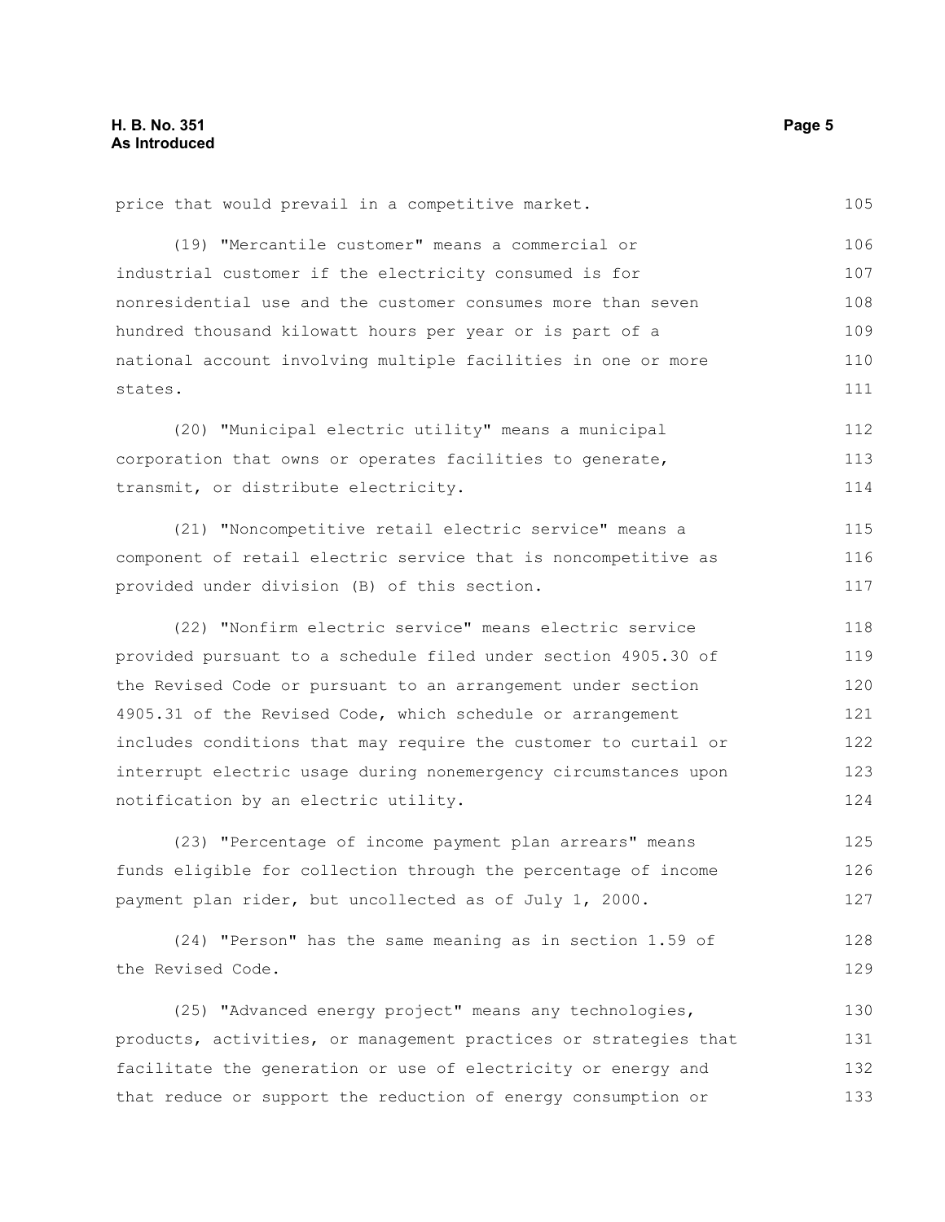price that would prevail in a competitive market.

(19) "Mercantile customer" means a commercial or industrial customer if the electricity consumed is for nonresidential use and the customer consumes more than seven hundred thousand kilowatt hours per year or is part of a national account involving multiple facilities in one or more states.

(20) "Municipal electric utility" means a municipal corporation that owns or operates facilities to generate, transmit, or distribute electricity.

(21) "Noncompetitive retail electric service" means a component of retail electric service that is noncompetitive as provided under division (B) of this section.

(22) "Nonfirm electric service" means electric service provided pursuant to a schedule filed under section 4905.30 of the Revised Code or pursuant to an arrangement under section 4905.31 of the Revised Code, which schedule or arrangement includes conditions that may require the customer to curtail or interrupt electric usage during nonemergency circumstances upon notification by an electric utility.

(23) "Percentage of income payment plan arrears" means funds eligible for collection through the percentage of income payment plan rider, but uncollected as of July 1, 2000.

(24) "Person" has the same meaning as in section 1.59 of the Revised Code.

(25) "Advanced energy project" means any technologies, products, activities, or management practices or strategies that facilitate the generation or use of electricity or energy and that reduce or support the reduction of energy consumption or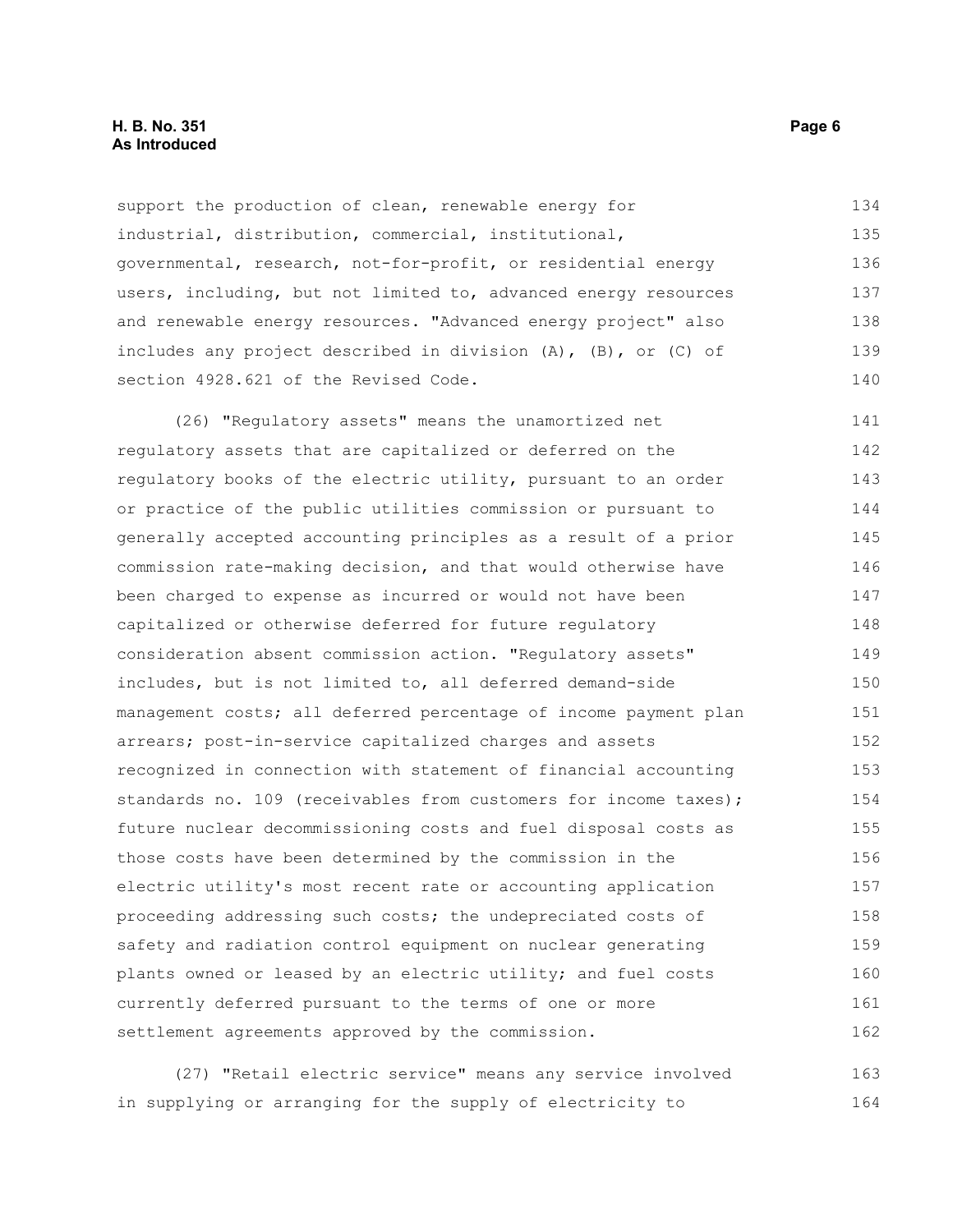support the production of clean, renewable energy for industrial, distribution, commercial, institutional, governmental, research, not-for-profit, or residential energy users, including, but not limited to, advanced energy resources and renewable energy resources. "Advanced energy project" also includes any project described in division (A), (B), or (C) of section 4928.621 of the Revised Code.

(26) "Regulatory assets" means the unamortized net regulatory assets that are capitalized or deferred on the regulatory books of the electric utility, pursuant to an order or practice of the public utilities commission or pursuant to generally accepted accounting principles as a result of a prior commission rate-making decision, and that would otherwise have been charged to expense as incurred or would not have been capitalized or otherwise deferred for future regulatory consideration absent commission action. "Regulatory assets" includes, but is not limited to, all deferred demand-side management costs; all deferred percentage of income payment plan arrears; post-in-service capitalized charges and assets recognized in connection with statement of financial accounting standards no. 109 (receivables from customers for income taxes); future nuclear decommissioning costs and fuel disposal costs as those costs have been determined by the commission in the electric utility's most recent rate or accounting application proceeding addressing such costs; the undepreciated costs of safety and radiation control equipment on nuclear generating plants owned or leased by an electric utility; and fuel costs currently deferred pursuant to the terms of one or more settlement agreements approved by the commission.

(27) "Retail electric service" means any service involved in supplying or arranging for the supply of electricity to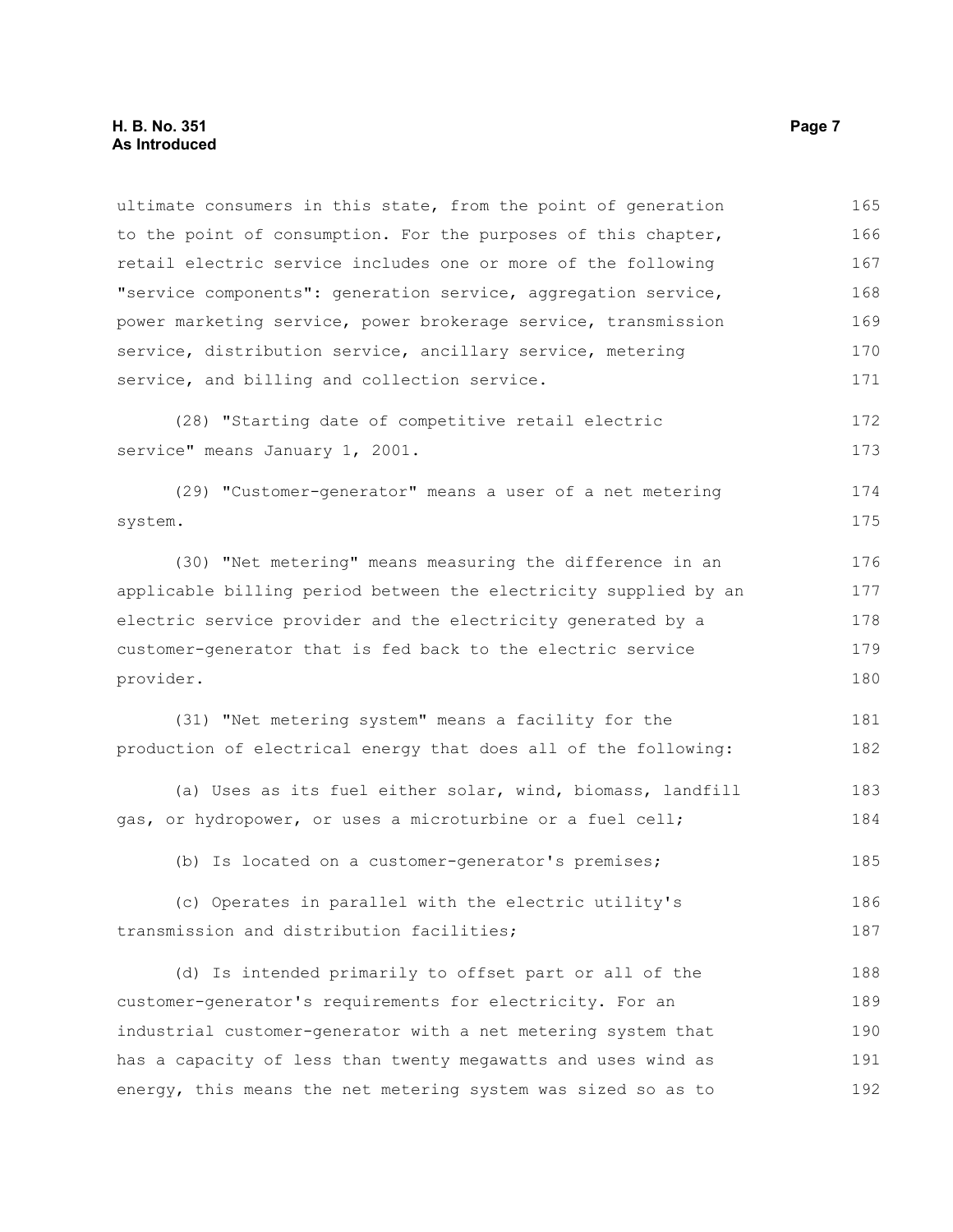ultimate consumers in this state, from the point of generation to the point of consumption. For the purposes of this chapter, retail electric service includes one or more of the following "service components": generation service, aggregation service, power marketing service, power brokerage service, transmission service, distribution service, ancillary service, metering service, and billing and collection service.

(28) "Starting date of competitive retail electric service" means January 1, 2001.

(29) "Customer-generator" means a user of a net metering system.

(30) "Net metering" means measuring the difference in an applicable billing period between the electricity supplied by an electric service provider and the electricity generated by a customer-generator that is fed back to the electric service provider.

(31) "Net metering system" means a facility for the production of electrical energy that does all of the following:

(a) Uses as its fuel either solar, wind, biomass, landfill gas, or hydropower, or uses a microturbine or a fuel cell;

(b) Is located on a customer-generator's premises;

(c) Operates in parallel with the electric utility's transmission and distribution facilities;

(d) Is intended primarily to offset part or all of the customer-generator's requirements for electricity. For an industrial customer-generator with a net metering system that has a capacity of less than twenty megawatts and uses wind as energy, this means the net metering system was sized so as to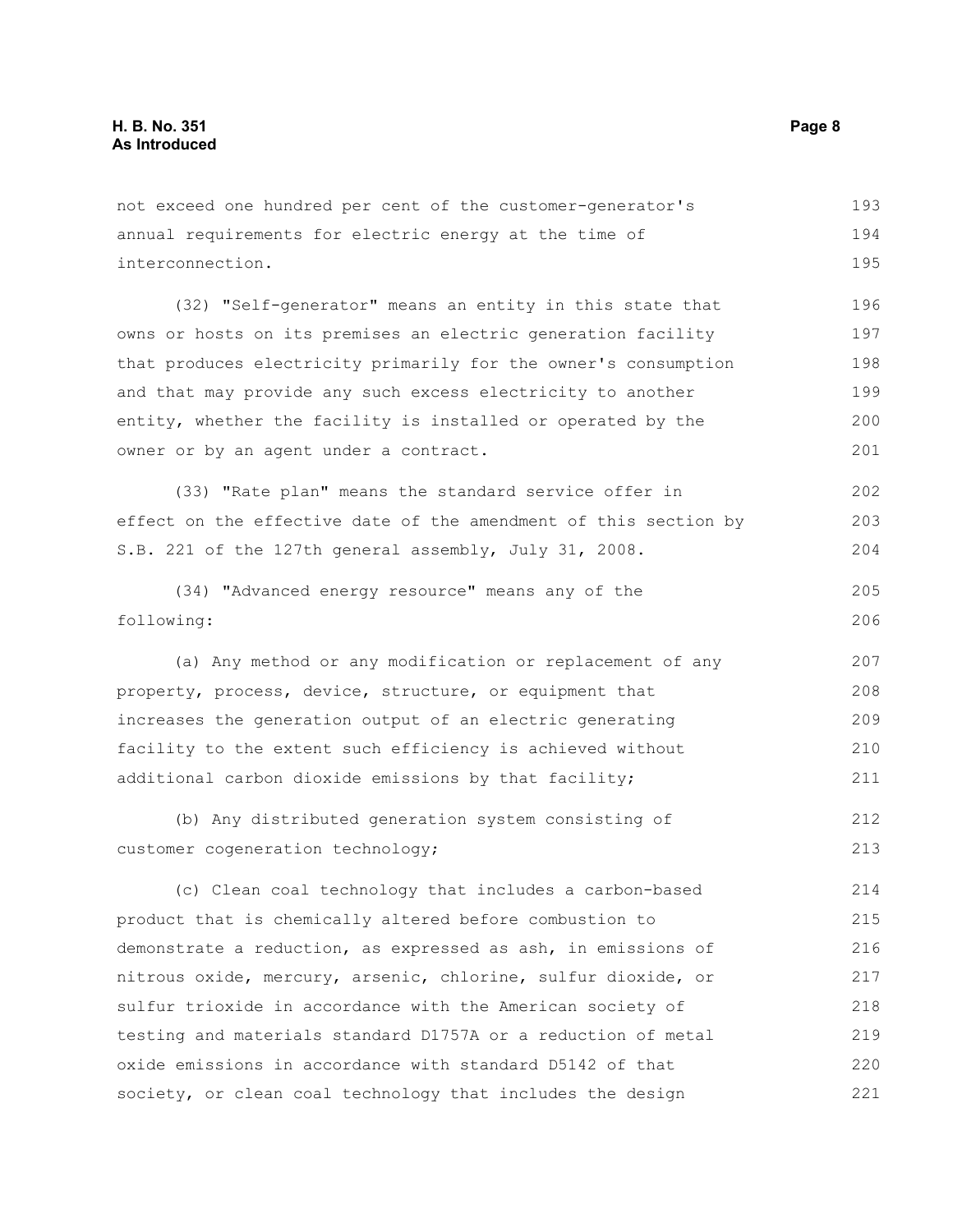not exceed one hundred per cent of the customer-generator's annual requirements for electric energy at the time of interconnection.

(32) "Self-generator" means an entity in this state that owns or hosts on its premises an electric generation facility that produces electricity primarily for the owner's consumption and that may provide any such excess electricity to another entity, whether the facility is installed or operated by the owner or by an agent under a contract.

(33) "Rate plan" means the standard service offer in effect on the effective date of the amendment of this section by S.B. 221 of the 127th general assembly, July 31, 2008.

(34) "Advanced energy resource" means any of the following:

(a) Any method or any modification or replacement of any property, process, device, structure, or equipment that increases the generation output of an electric generating facility to the extent such efficiency is achieved without additional carbon dioxide emissions by that facility;

(b) Any distributed generation system consisting of customer cogeneration technology;

(c) Clean coal technology that includes a carbon-based product that is chemically altered before combustion to demonstrate a reduction, as expressed as ash, in emissions of nitrous oxide, mercury, arsenic, chlorine, sulfur dioxide, or sulfur trioxide in accordance with the American society of testing and materials standard D1757A or a reduction of metal oxide emissions in accordance with standard D5142 of that society, or clean coal technology that includes the design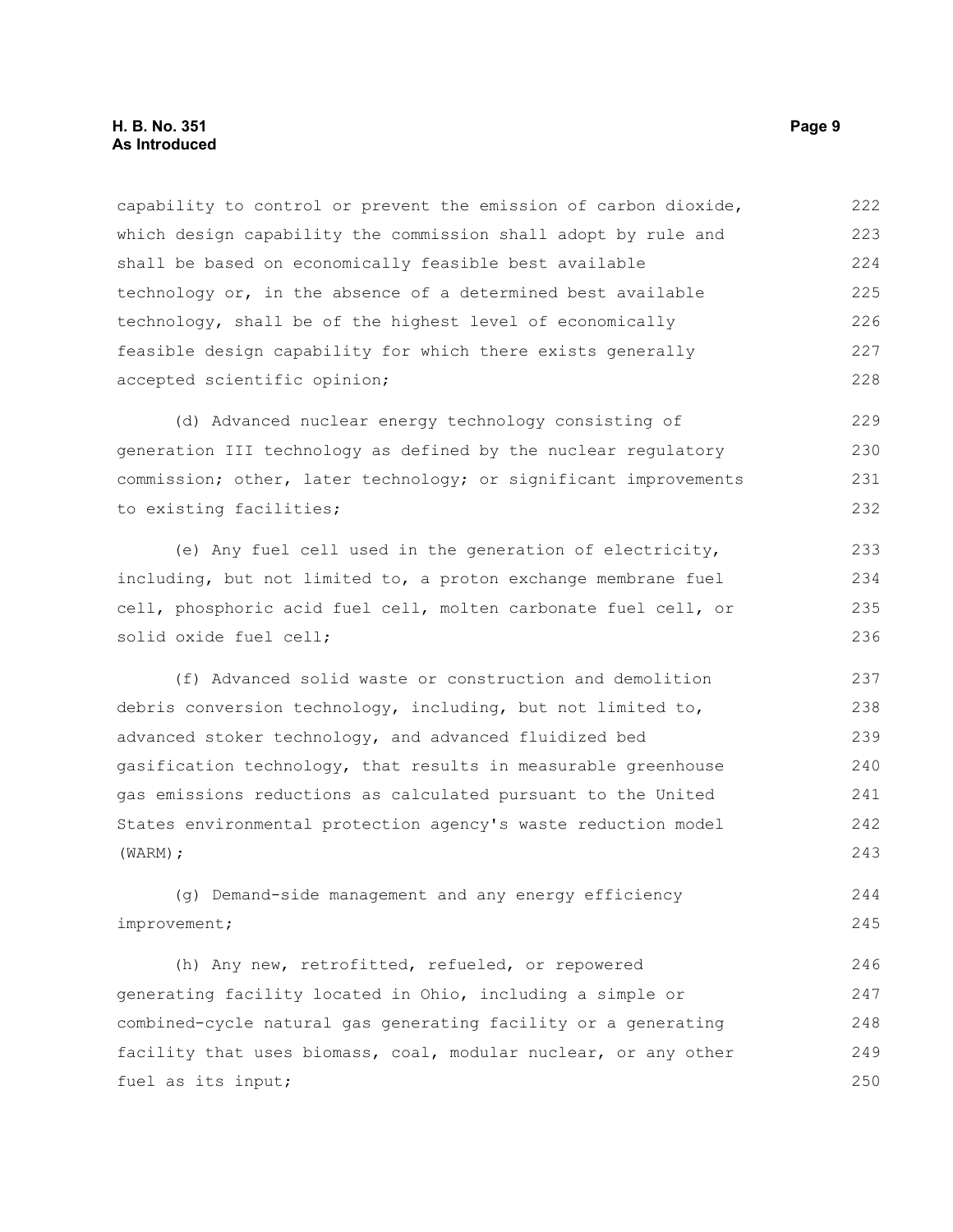capability to control or prevent the emission of carbon dioxide, which design capability the commission shall adopt by rule and shall be based on economically feasible best available technology or, in the absence of a determined best available technology, shall be of the highest level of economically feasible design capability for which there exists generally accepted scientific opinion;

(d) Advanced nuclear energy technology consisting of generation III technology as defined by the nuclear regulatory commission; other, later technology; or significant improvements to existing facilities;

(e) Any fuel cell used in the generation of electricity, including, but not limited to, a proton exchange membrane fuel cell, phosphoric acid fuel cell, molten carbonate fuel cell, or solid oxide fuel cell;

(f) Advanced solid waste or construction and demolition debris conversion technology, including, but not limited to, advanced stoker technology, and advanced fluidized bed gasification technology, that results in measurable greenhouse gas emissions reductions as calculated pursuant to the United States environmental protection agency's waste reduction model (WARM);

(g) Demand-side management and any energy efficiency improvement;

(h) Any new, retrofitted, refueled, or repowered generating facility located in Ohio, including a simple or combined-cycle natural gas generating facility or a generating facility that uses biomass, coal, modular nuclear, or any other fuel as its input;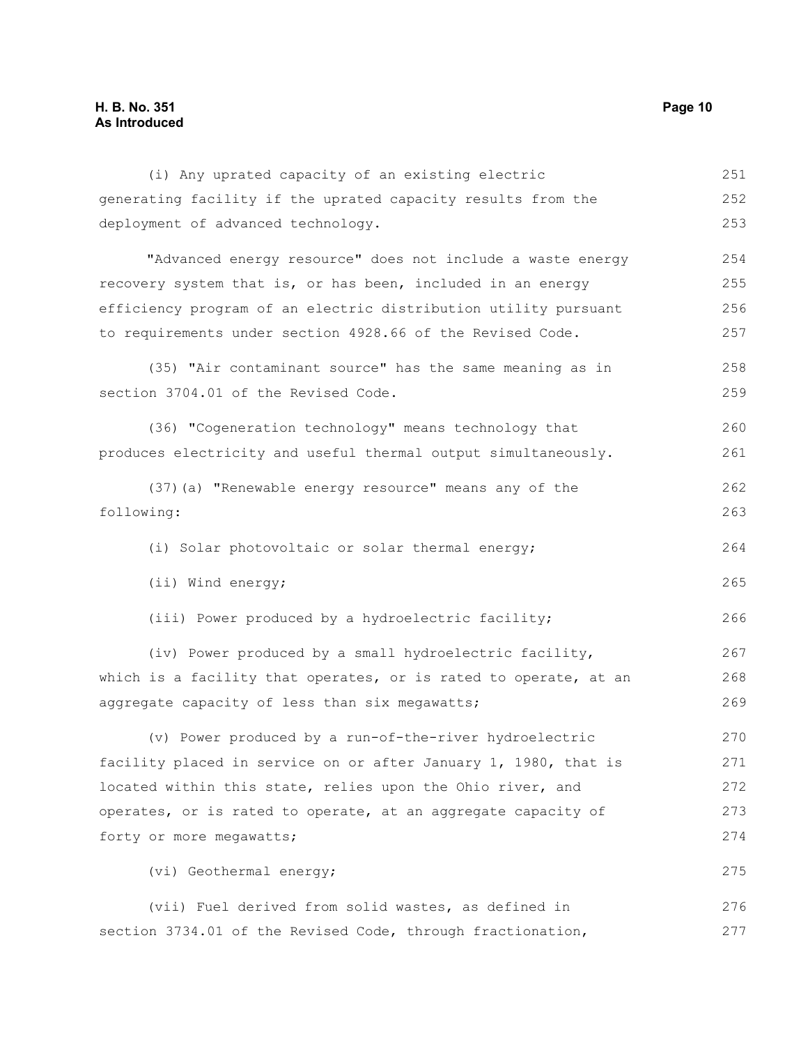(i) Any uprated capacity of an existing electric generating facility if the uprated capacity results from the deployment of advanced technology.

"Advanced energy resource" does not include a waste energy recovery system that is, or has been, included in an energy efficiency program of an electric distribution utility pursuant to requirements under section 4928.66 of the Revised Code.

(35) "Air contaminant source" has the same meaning as in section 3704.01 of the Revised Code.

(36) "Cogeneration technology" means technology that produces electricity and useful thermal output simultaneously.

(37)(a) "Renewable energy resource" means any of the following:

(i) Solar photovoltaic or solar thermal energy;

(ii) Wind energy;

(iii) Power produced by a hydroelectric facility;

(iv) Power produced by a small hydroelectric facility, which is a facility that operates, or is rated to operate, at an aggregate capacity of less than six megawatts;

(v) Power produced by a run-of-the-river hydroelectric facility placed in service on or after January 1, 1980, that is located within this state, relies upon the Ohio river, and operates, or is rated to operate, at an aggregate capacity of forty or more megawatts;

(vi) Geothermal energy;

(vii) Fuel derived from solid wastes, as defined in section 3734.01 of the Revised Code, through fractionation,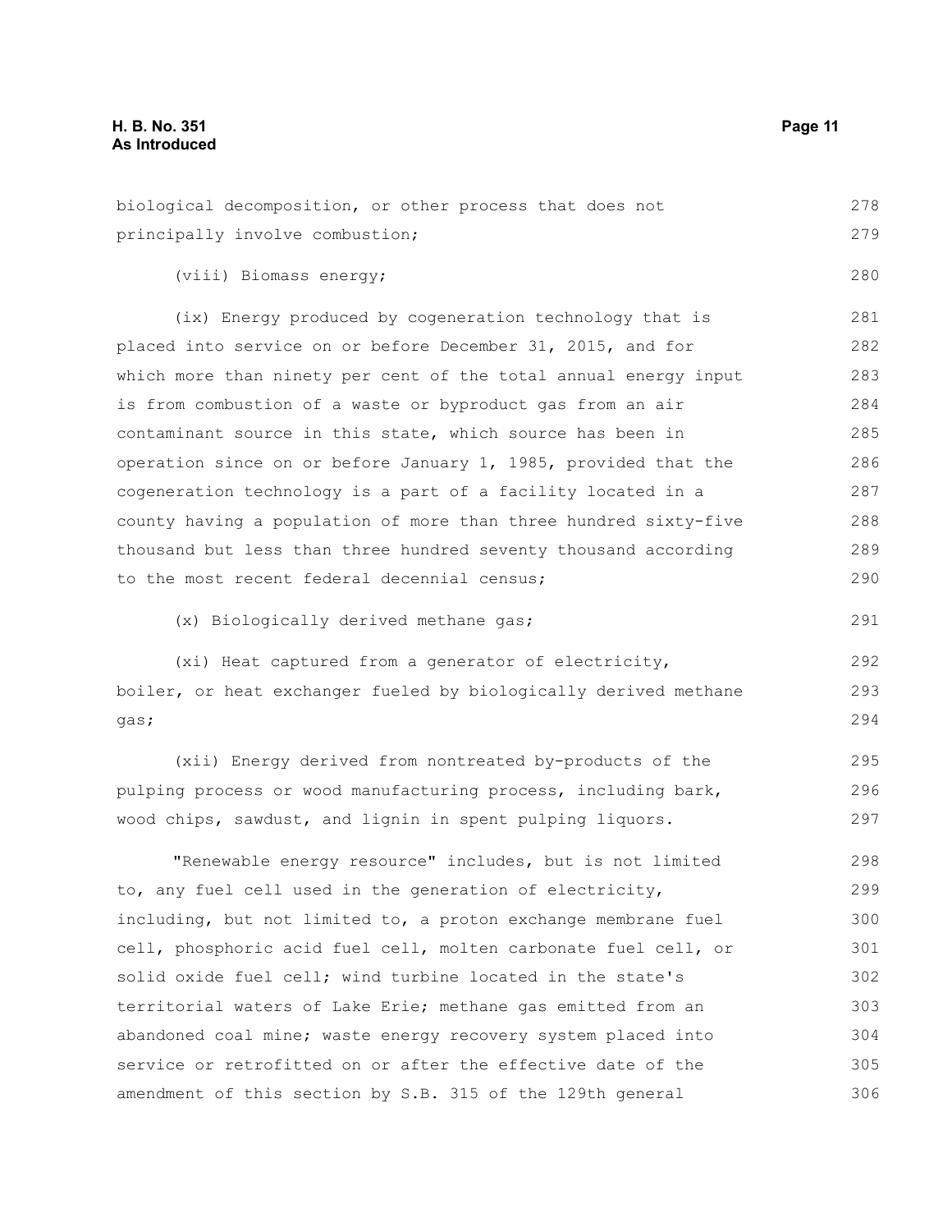biological decomposition, or other process that does not principally involve combustion;

(viii) Biomass energy;

(ix) Energy produced by cogeneration technology that is placed into service on or before December 31, 2015, and for which more than ninety per cent of the total annual energy input is from combustion of a waste or byproduct gas from an air contaminant source in this state, which source has been in operation since on or before January 1, 1985, provided that the cogeneration technology is a part of a facility located in a county having a population of more than three hundred sixty-five thousand but less than three hundred seventy thousand according to the most recent federal decennial census;

(x) Biologically derived methane gas;

(xi) Heat captured from a generator of electricity, boiler, or heat exchanger fueled by biologically derived methane gas;

(xii) Energy derived from nontreated by-products of the pulping process or wood manufacturing process, including bark, wood chips, sawdust, and lignin in spent pulping liquors.

"Renewable energy resource" includes, but is not limited to, any fuel cell used in the generation of electricity, including, but not limited to, a proton exchange membrane fuel cell, phosphoric acid fuel cell, molten carbonate fuel cell, or solid oxide fuel cell; wind turbine located in the state's territorial waters of Lake Erie; methane gas emitted from an abandoned coal mine; waste energy recovery system placed into service or retrofitted on or after the effective date of the amendment of this section by S.B. 315 of the 129th general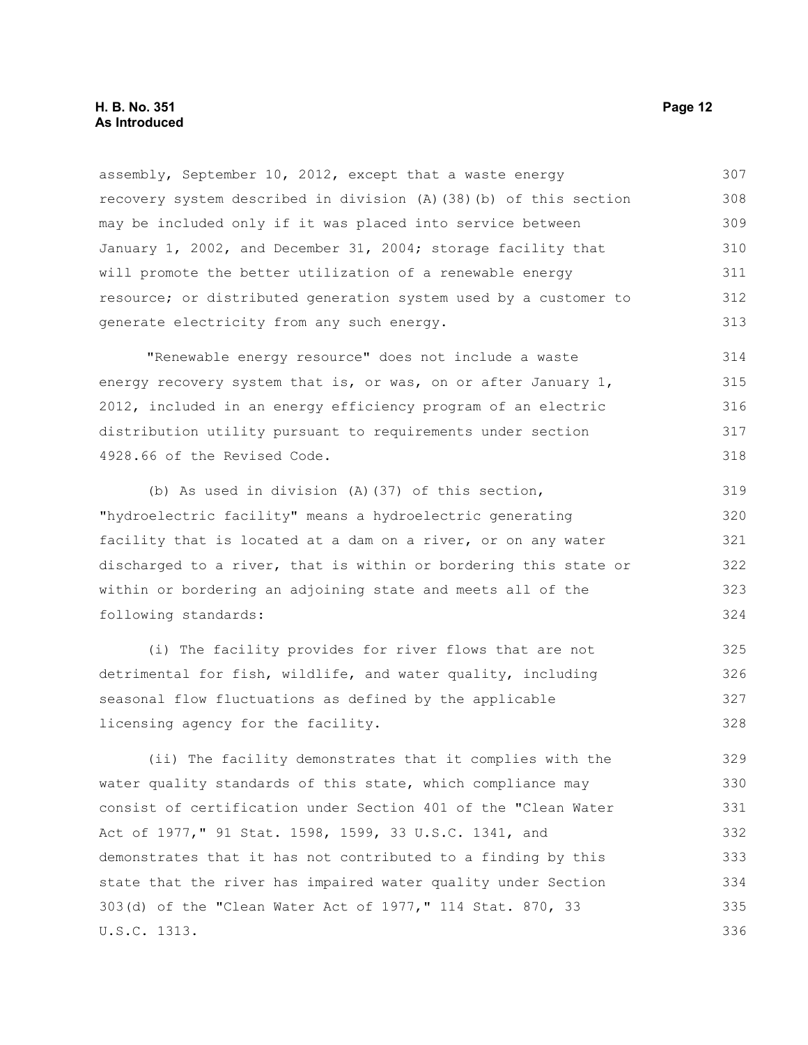assembly, September 10, 2012, except that a waste energy recovery system described in division (A)(38)(b) of this section may be included only if it was placed into service between January 1, 2002, and December 31, 2004; storage facility that will promote the better utilization of a renewable energy resource; or distributed generation system used by a customer to generate electricity from any such energy.

"Renewable energy resource" does not include a waste energy recovery system that is, or was, on or after January 1, 2012, included in an energy efficiency program of an electric distribution utility pursuant to requirements under section 4928.66 of the Revised Code.

(b) As used in division (A)(37) of this section, "hydroelectric facility" means a hydroelectric generating facility that is located at a dam on a river, or on any water discharged to a river, that is within or bordering this state or within or bordering an adjoining state and meets all of the following standards:

(i) The facility provides for river flows that are not detrimental for fish, wildlife, and water quality, including seasonal flow fluctuations as defined by the applicable licensing agency for the facility.

(ii) The facility demonstrates that it complies with the water quality standards of this state, which compliance may consist of certification under Section 401 of the "Clean Water Act of 1977," 91 Stat. 1598, 1599, 33 U.S.C. 1341, and demonstrates that it has not contributed to a finding by this state that the river has impaired water quality under Section 303(d) of the "Clean Water Act of 1977," 114 Stat. 870, 33 U.S.C. 1313.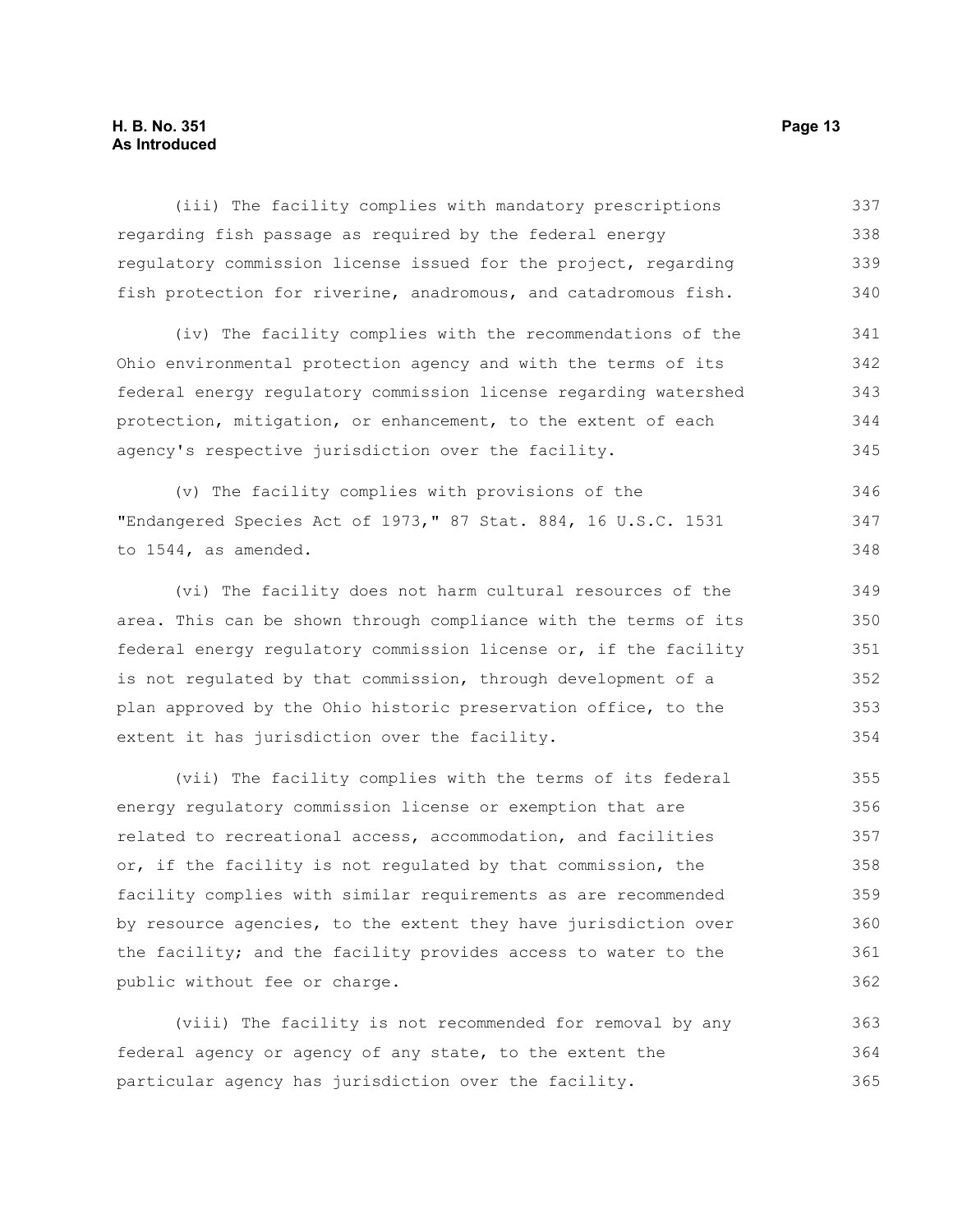(iii) The facility complies with mandatory prescriptions regarding fish passage as required by the federal energy regulatory commission license issued for the project, regarding fish protection for riverine, anadromous, and catadromous fish.

(iv) The facility complies with the recommendations of the Ohio environmental protection agency and with the terms of its federal energy regulatory commission license regarding watershed protection, mitigation, or enhancement, to the extent of each agency's respective jurisdiction over the facility.

(v) The facility complies with provisions of the "Endangered Species Act of 1973," 87 Stat. 884, 16 U.S.C. 1531 to 1544, as amended.

(vi) The facility does not harm cultural resources of the area. This can be shown through compliance with the terms of its federal energy regulatory commission license or, if the facility is not regulated by that commission, through development of a plan approved by the Ohio historic preservation office, to the extent it has jurisdiction over the facility.

(vii) The facility complies with the terms of its federal energy regulatory commission license or exemption that are related to recreational access, accommodation, and facilities or, if the facility is not regulated by that commission, the facility complies with similar requirements as are recommended by resource agencies, to the extent they have jurisdiction over the facility; and the facility provides access to water to the public without fee or charge.

(viii) The facility is not recommended for removal by any federal agency or agency of any state, to the extent the particular agency has jurisdiction over the facility.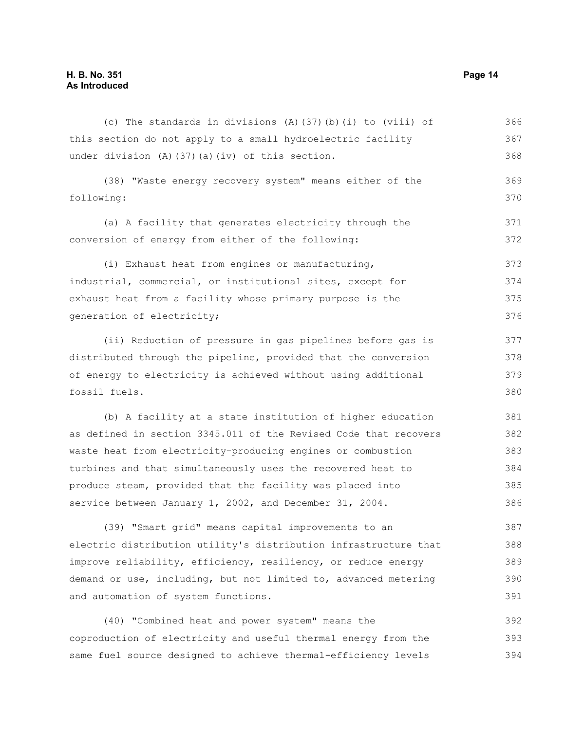(c) The standards in divisions (A)(37)(b)(i) to (viii) of this section do not apply to a small hydroelectric facility under division (A)(37)(a)(iv) of this section.

(38) "Waste energy recovery system" means either of the following:

(a) A facility that generates electricity through the conversion of energy from either of the following:

(i) Exhaust heat from engines or manufacturing, industrial, commercial, or institutional sites, except for exhaust heat from a facility whose primary purpose is the generation of electricity;

(ii) Reduction of pressure in gas pipelines before gas is distributed through the pipeline, provided that the conversion of energy to electricity is achieved without using additional fossil fuels.

(b) A facility at a state institution of higher education as defined in section 3345.011 of the Revised Code that recovers waste heat from electricity-producing engines or combustion turbines and that simultaneously uses the recovered heat to produce steam, provided that the facility was placed into service between January 1, 2002, and December 31, 2004.

(39) "Smart grid" means capital improvements to an electric distribution utility's distribution infrastructure that improve reliability, efficiency, resiliency, or reduce energy demand or use, including, but not limited to, advanced metering and automation of system functions.

(40) "Combined heat and power system" means the coproduction of electricity and useful thermal energy from the same fuel source designed to achieve thermal-efficiency levels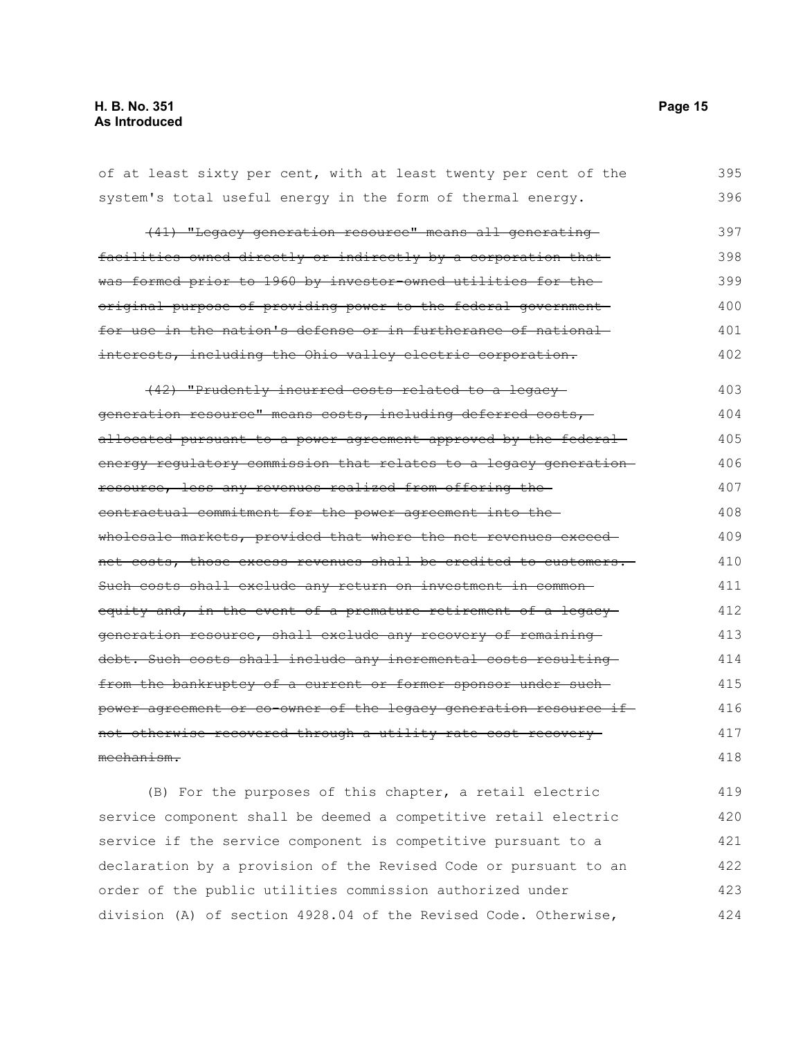of at least sixty per cent, with at least twenty per cent of the system's total useful energy in the form of thermal energy.

~~(41) "Legacy generation resource" means all generating facilities owned directly or indirectly by a corporation that was formed prior to 1960 by investor-owned utilities for the original purpose of providing power to the federal government for use in the nation's defense or in furtherance of national interests, including the Ohio valley electric corporation.~~

~~(42) "Prudently incurred costs related to a legacy generation resource" means costs, including deferred costs, allocated pursuant to a power agreement approved by the federal energy regulatory commission that relates to a legacy generation resource, less any revenues realized from offering the contractual commitment for the power agreement into the wholesale markets, provided that where the net revenues exceed net costs, those excess revenues shall be credited to customers. Such costs shall exclude any return on investment in common equity and, in the event of a premature retirement of a legacy generation resource, shall exclude any recovery of remaining debt. Such costs shall include any incremental costs resulting from the bankruptcy of a current or former sponsor under such power agreement or co-owner of the legacy generation resource if not otherwise recovered through a utility rate cost recovery mechanism.~~

(B) For the purposes of this chapter, a retail electric service component shall be deemed a competitive retail electric service if the service component is competitive pursuant to a declaration by a provision of the Revised Code or pursuant to an order of the public utilities commission authorized under division (A) of section 4928.04 of the Revised Code. Otherwise,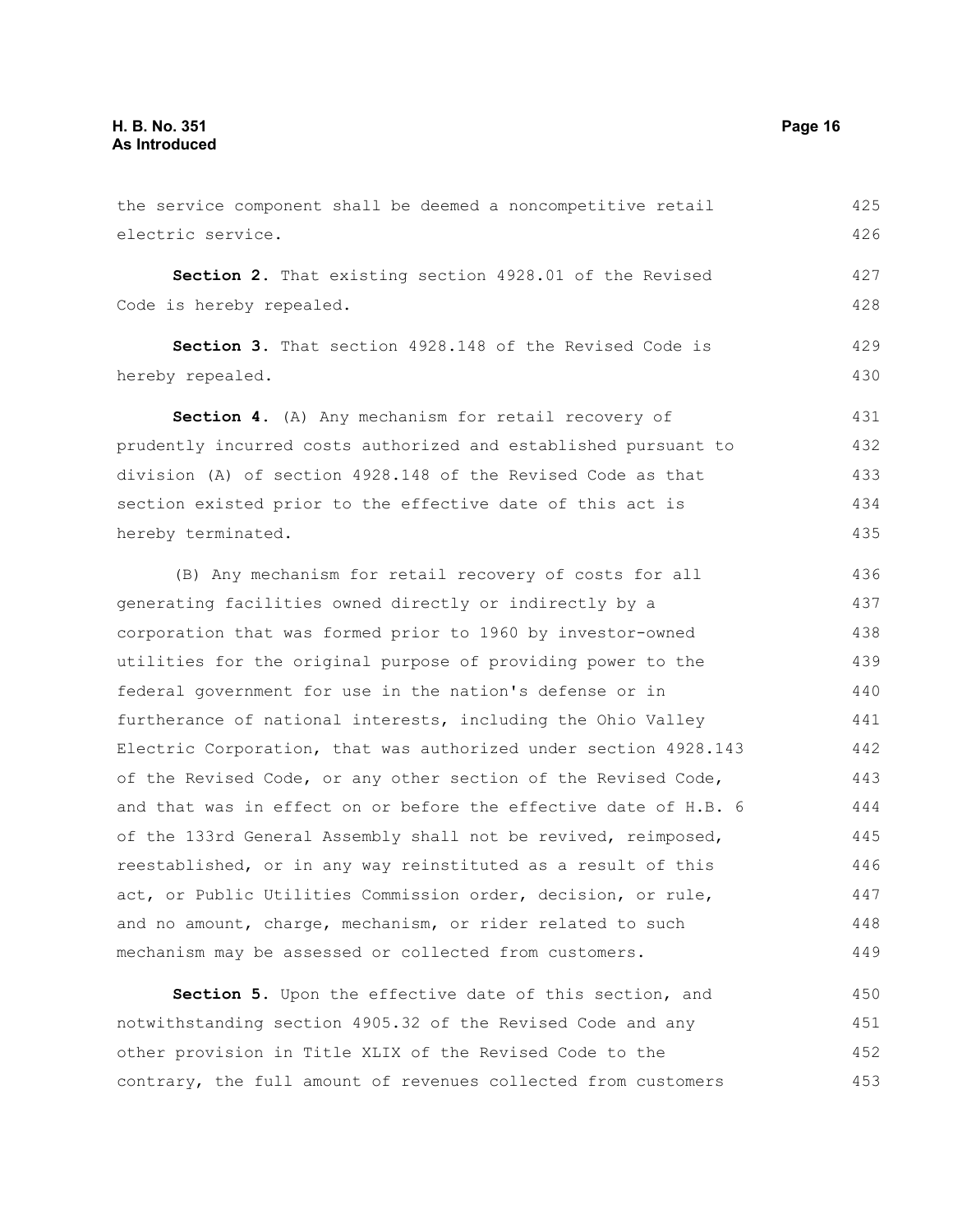the service component shall be deemed a noncompetitive retail electric service.

**Section 2.** That existing section 4928.01 of the Revised Code is hereby repealed.

**Section 3.** That section 4928.148 of the Revised Code is hereby repealed.

**Section 4.** (A) Any mechanism for retail recovery of prudently incurred costs authorized and established pursuant to division (A) of section 4928.148 of the Revised Code as that section existed prior to the effective date of this act is hereby terminated.

(B) Any mechanism for retail recovery of costs for all generating facilities owned directly or indirectly by a corporation that was formed prior to 1960 by investor-owned utilities for the original purpose of providing power to the federal government for use in the nation's defense or in furtherance of national interests, including the Ohio Valley Electric Corporation, that was authorized under section 4928.143 of the Revised Code, or any other section of the Revised Code, and that was in effect on or before the effective date of H.B. 6 of the 133rd General Assembly shall not be revived, reimposed, reestablished, or in any way reinstituted as a result of this act, or Public Utilities Commission order, decision, or rule, and no amount, charge, mechanism, or rider related to such mechanism may be assessed or collected from customers.

**Section 5.** Upon the effective date of this section, and notwithstanding section 4905.32 of the Revised Code and any other provision in Title XLIX of the Revised Code to the contrary, the full amount of revenues collected from customers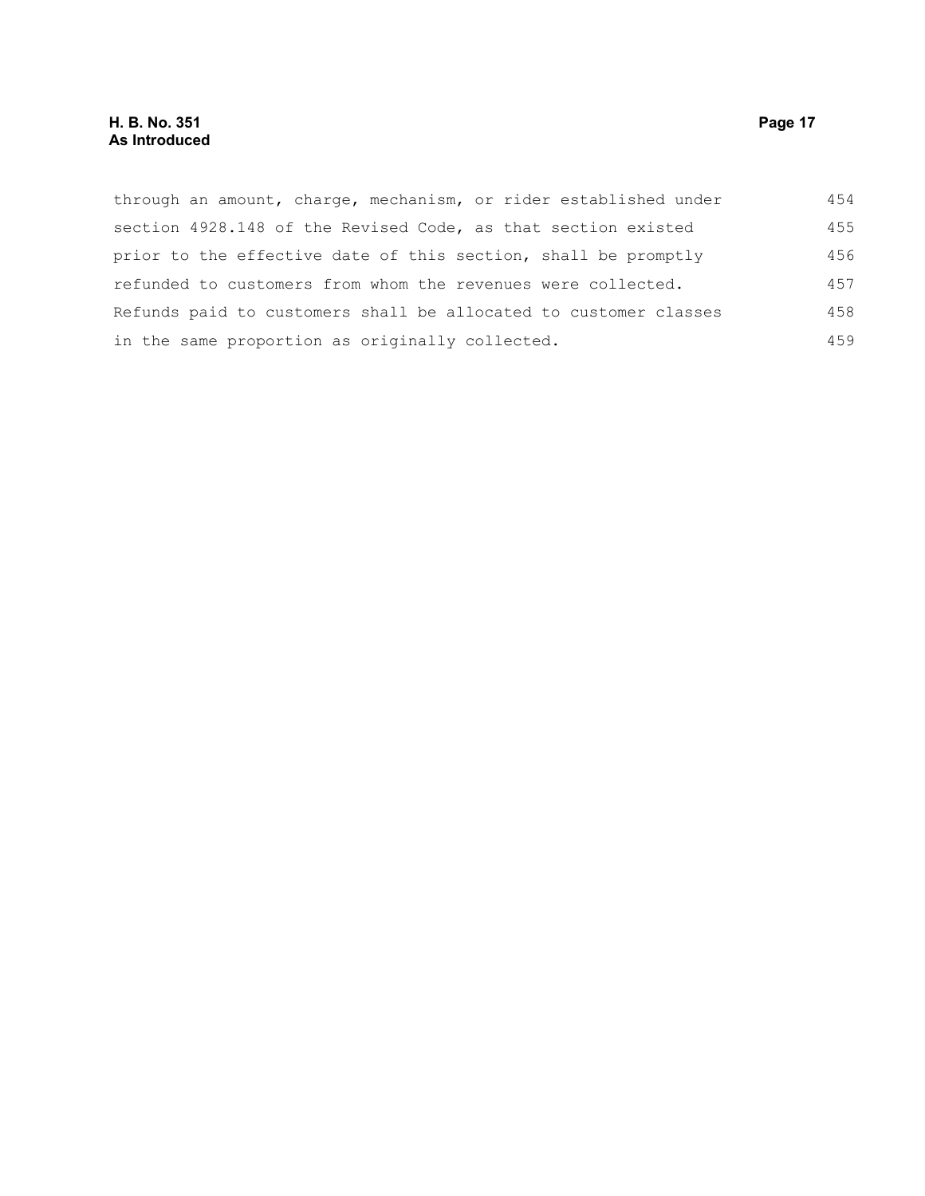through an amount, charge, mechanism, or rider established under section 4928.148 of the Revised Code, as that section existed prior to the effective date of this section, shall be promptly refunded to customers from whom the revenues were collected. Refunds paid to customers shall be allocated to customer classes in the same proportion as originally collected.